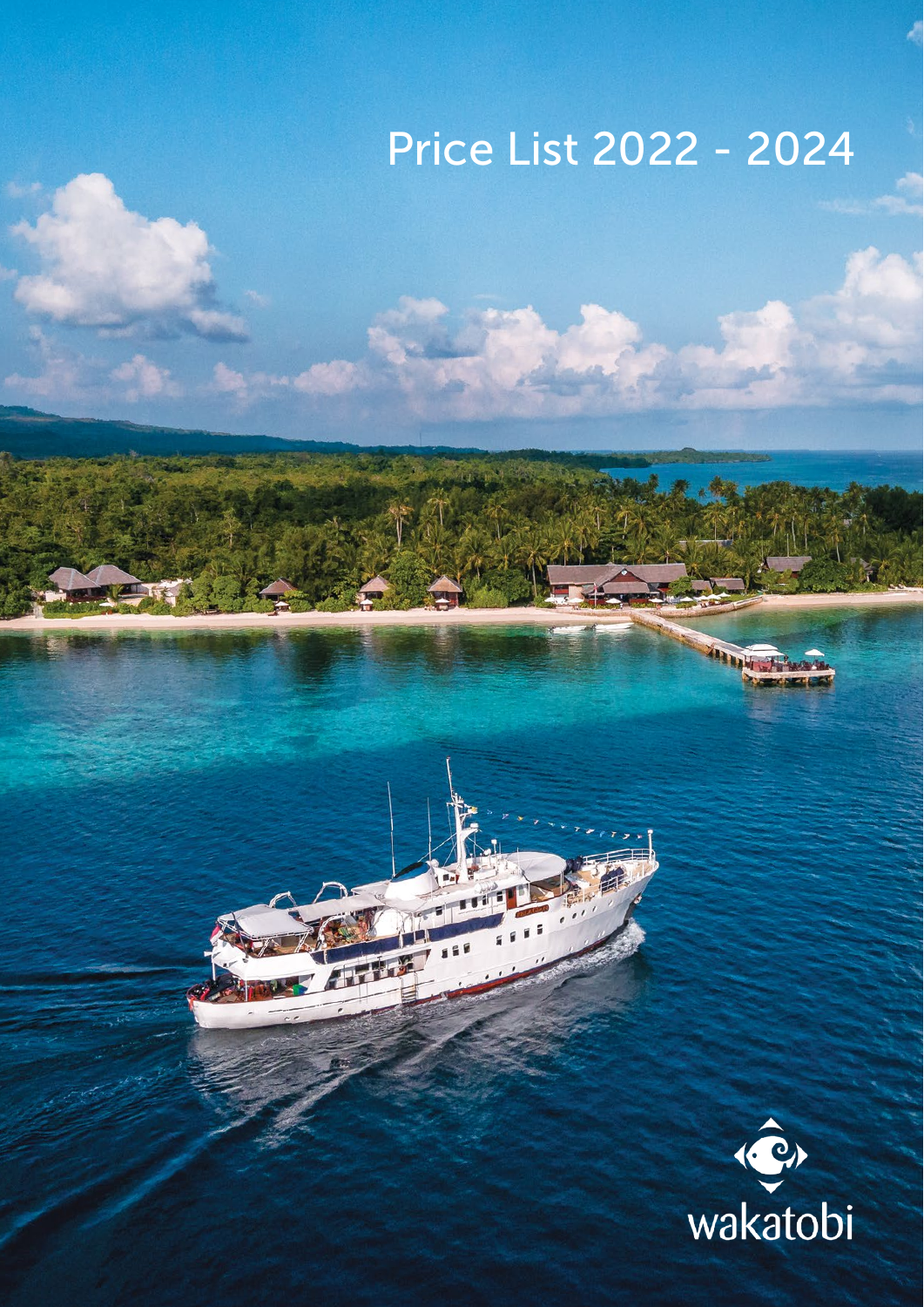# Price List 2022 - 2024

wakatobi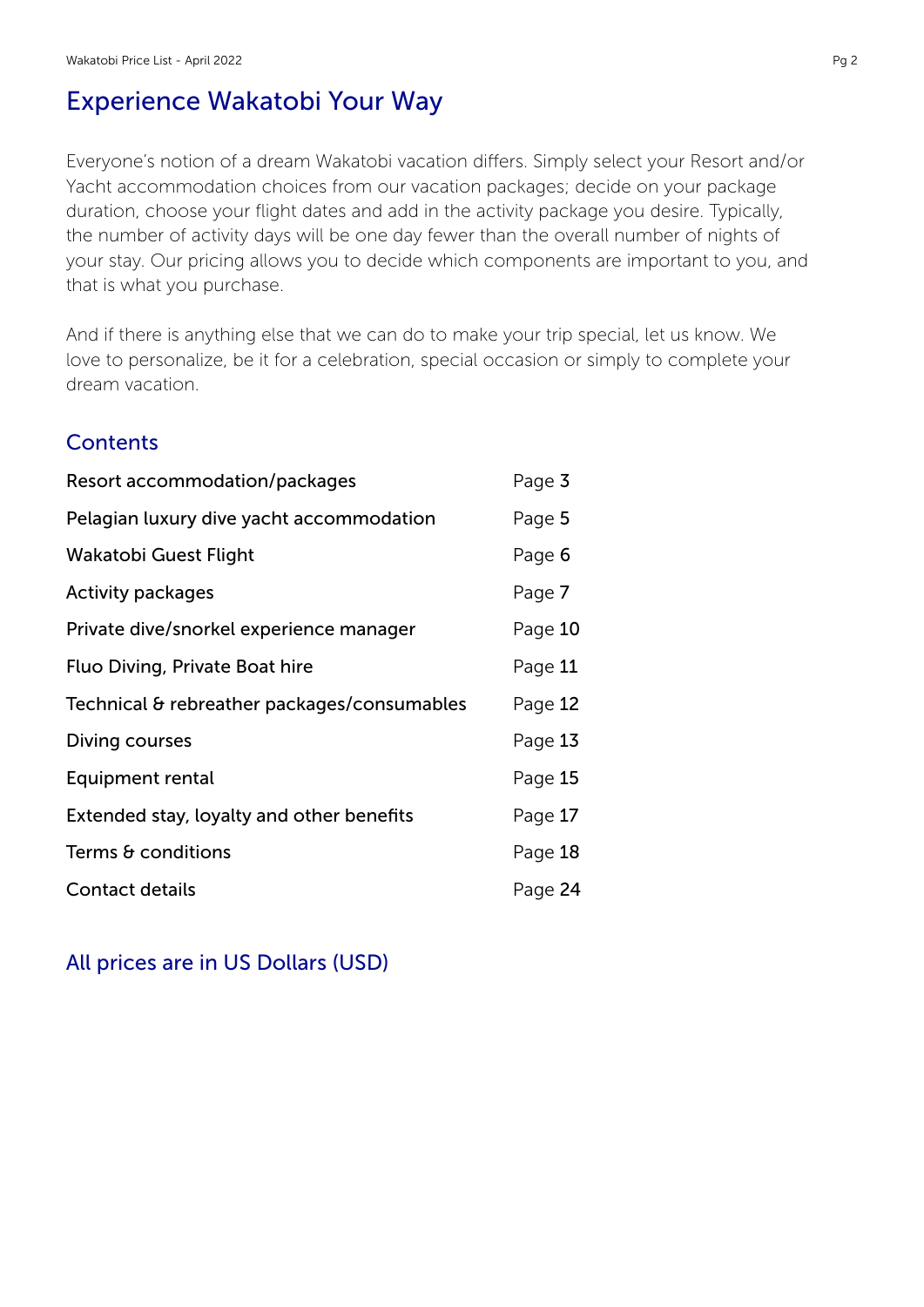## Experience Wakatobi Your Way

Everyone's notion of a dream Wakatobi vacation differs. Simply select your Resort and/or Yacht accommodation choices from our vacation packages; decide on your package duration, choose your flight dates and add in the activity package you desire. Typically, the number of activity days will be one day fewer than the overall number of nights of your stay. Our pricing allows you to decide which components are important to you, and that is what you purchase.

And if there is anything else that we can do to make your trip special, let us know. We love to personalize, be it for a celebration, special occasion or simply to complete your dream vacation.

### Contents

| | |
|---|---|
| Resort accommodation/packages | Page 3 |
| Pelagian luxury dive yacht accommodation | Page 5 |
| Wakatobi Guest Flight | Page 6 |
| Activity packages | Page 7 |
| Private dive/snorkel experience manager | Page 10 |
| Fluo Diving, Private Boat hire | Page 11 |
| Technical & rebreather packages/consumables | Page 12 |
| Diving courses | Page 13 |
| Equipment rental | Page 15 |
| Extended stay, loyalty and other benefits | Page 17 |
| Terms & conditions | Page 18 |
| Contact details | Page 24 |

### All prices are in US Dollars (USD)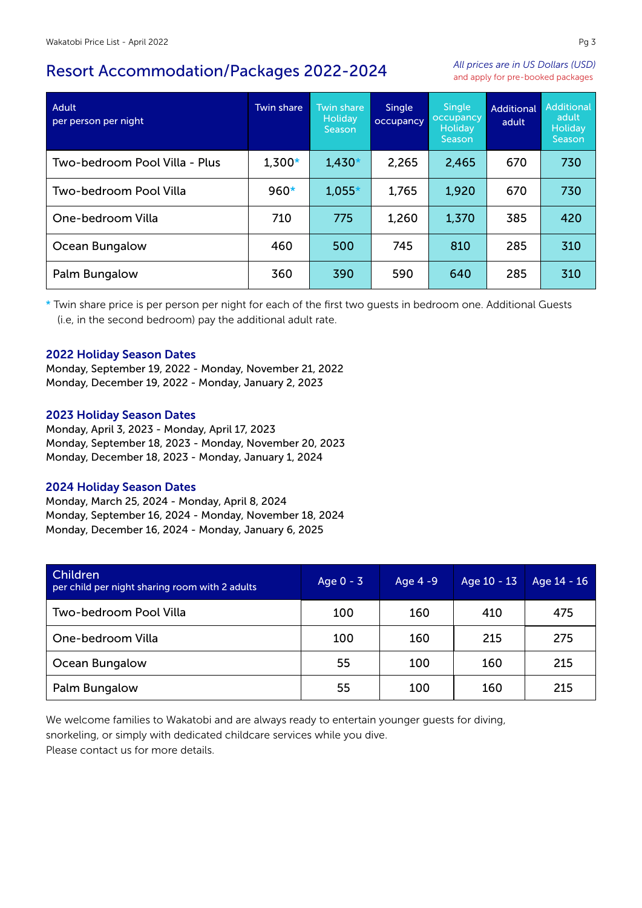## Resort Accommodation/Packages 2022-2024

*All prices are in US Dollars (USD)*
and apply for pre-booked packages

| Adult<br>per person per night | Twin share | Twin share Holiday Season | Single occupancy | Single occupancy Holiday Season | Additional adult | Additional adult Holiday Season |
|---|---|---|---|---|---|---|
| Two-bedroom Pool Villa - Plus | 1,300* | 1,430* | 2,265 | 2,465 | 670 | 730 |
| Two-bedroom Pool Villa | 960* | 1,055* | 1,765 | 1,920 | 670 | 730 |
| One-bedroom Villa | 710 | 775 | 1,260 | 1,370 | 385 | 420 |
| Ocean Bungalow | 460 | 500 | 745 | 810 | 285 | 310 |
| Palm Bungalow | 360 | 390 | 590 | 640 | 285 | 310 |

* Twin share price is per person per night for each of the first two guests in bedroom one. Additional Guests (i.e, in the second bedroom) pay the additional adult rate.

### 2022 Holiday Season Dates

Monday, September 19, 2022 - Monday, November 21, 2022
Monday, December 19, 2022 - Monday, January 2, 2023

### 2023 Holiday Season Dates

Monday, April 3, 2023 - Monday, April 17, 2023
Monday, September 18, 2023 - Monday, November 20, 2023
Monday, December 18, 2023 - Monday, January 1, 2024

### 2024 Holiday Season Dates

Monday, March 25, 2024 - Monday, April 8, 2024
Monday, September 16, 2024 - Monday, November 18, 2024
Monday, December 16, 2024 - Monday, January 6, 2025

| Children<br>per child per night sharing room with 2 adults | Age 0 - 3 | Age 4 -9 | Age 10 - 13 | Age 14 - 16 |
|---|---|---|---|---|
| Two-bedroom Pool Villa | 100 | 160 | 410 | 475 |
| One-bedroom Villa | 100 | 160 | 215 | 275 |
| Ocean Bungalow | 55 | 100 | 160 | 215 |
| Palm Bungalow | 55 | 100 | 160 | 215 |

We welcome families to Wakatobi and are always ready to entertain younger guests for diving, snorkeling, or simply with dedicated childcare services while you dive.
Please contact us for more details.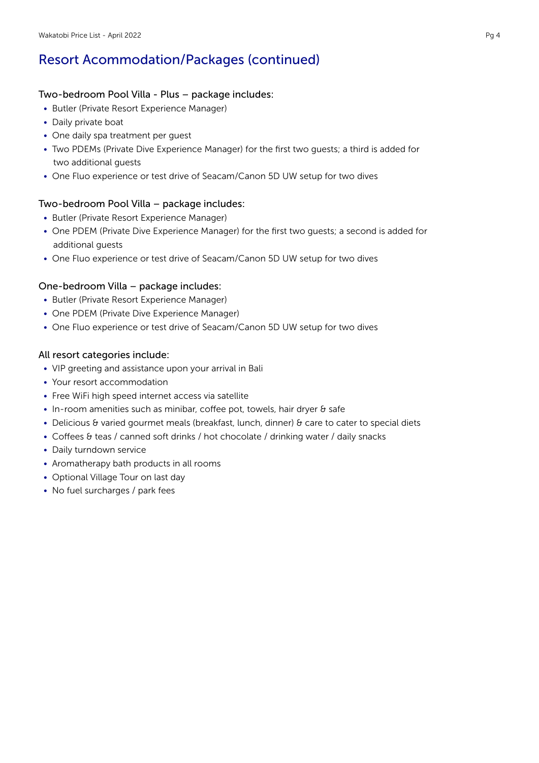## Resort Acommodation/Packages (continued)

### Two-bedroom Pool Villa - Plus – package includes:

- Butler (Private Resort Experience Manager)
- Daily private boat
- One daily spa treatment per guest
- Two PDEMs (Private Dive Experience Manager) for the first two guests; a third is added for two additional guests
- One Fluo experience or test drive of Seacam/Canon 5D UW setup for two dives

### Two-bedroom Pool Villa – package includes:

- Butler (Private Resort Experience Manager)
- One PDEM (Private Dive Experience Manager) for the first two guests; a second is added for additional guests
- One Fluo experience or test drive of Seacam/Canon 5D UW setup for two dives

### One-bedroom Villa – package includes:

- Butler (Private Resort Experience Manager)
- One PDEM (Private Dive Experience Manager)
- One Fluo experience or test drive of Seacam/Canon 5D UW setup for two dives

### All resort categories include:

- VIP greeting and assistance upon your arrival in Bali
- Your resort accommodation
- Free WiFi high speed internet access via satellite
- In-room amenities such as minibar, coffee pot, towels, hair dryer & safe
- Delicious & varied gourmet meals (breakfast, lunch, dinner) & care to cater to special diets
- Coffees & teas / canned soft drinks / hot chocolate / drinking water / daily snacks
- Daily turndown service
- Aromatherapy bath products in all rooms
- Optional Village Tour on last day
- No fuel surcharges / park fees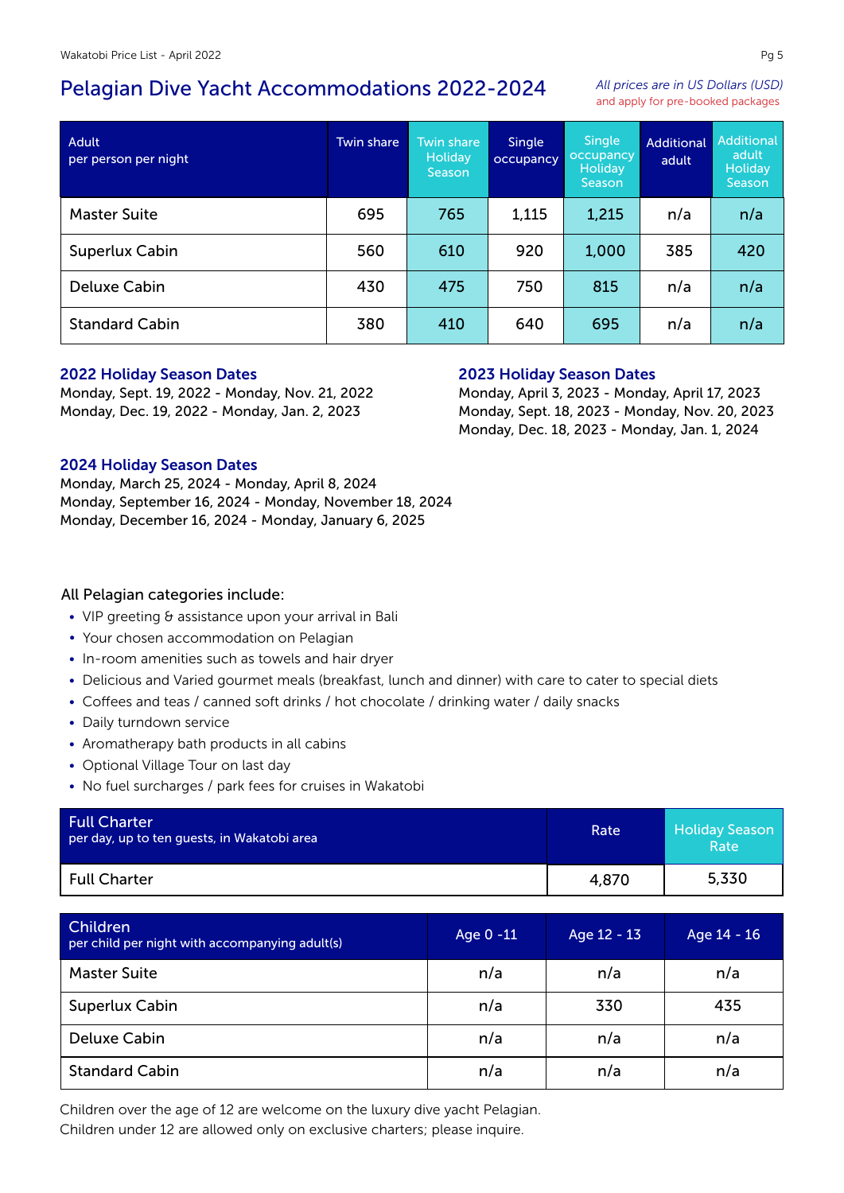# Pelagian Dive Yacht Accommodations 2022-2024

*All prices are in US Dollars (USD)*
and apply for pre-booked packages

| Adult per person per night | Twin share | Twin share Holiday Season | Single occupancy | Single occupancy Holiday Season | Additional adult | Additional adult Holiday Season |
|---|---|---|---|---|---|---|
| Master Suite | 695 | 765 | 1,115 | 1,215 | n/a | n/a |
| Superlux Cabin | 560 | 610 | 920 | 1,000 | 385 | 420 |
| Deluxe Cabin | 430 | 475 | 750 | 815 | n/a | n/a |
| Standard Cabin | 380 | 410 | 640 | 695 | n/a | n/a |

### 2022 Holiday Season Dates

Monday, Sept. 19, 2022 - Monday, Nov. 21, 2022
Monday, Dec. 19, 2022 - Monday, Jan. 2, 2023

### 2023 Holiday Season Dates

Monday, April 3, 2023 - Monday, April 17, 2023
Monday, Sept. 18, 2023 - Monday, Nov. 20, 2023
Monday, Dec. 18, 2023 - Monday, Jan. 1, 2024

### 2024 Holiday Season Dates

Monday, March 25, 2024 - Monday, April 8, 2024
Monday, September 16, 2024 - Monday, November 18, 2024
Monday, December 16, 2024 - Monday, January 6, 2025

All Pelagian categories include:

- VIP greeting & assistance upon your arrival in Bali
- Your chosen accommodation on Pelagian
- In-room amenities such as towels and hair dryer
- Delicious and Varied gourmet meals (breakfast, lunch and dinner) with care to cater to special diets
- Coffees and teas / canned soft drinks / hot chocolate / drinking water / daily snacks
- Daily turndown service
- Aromatherapy bath products in all cabins
- Optional Village Tour on last day
- No fuel surcharges / park fees for cruises in Wakatobi

| Full Charter per day, up to ten guests, in Wakatobi area | Rate | Holiday Season Rate |
|---|---|---|
| Full Charter | 4,870 | 5,330 |

| Children per child per night with accompanying adult(s) | Age 0 -11 | Age 12 - 13 | Age 14 - 16 |
|---|---|---|---|
| Master Suite | n/a | n/a | n/a |
| Superlux Cabin | n/a | 330 | 435 |
| Deluxe Cabin | n/a | n/a | n/a |
| Standard Cabin | n/a | n/a | n/a |

Children over the age of 12 are welcome on the luxury dive yacht Pelagian.
Children under 12 are allowed only on exclusive charters; please inquire.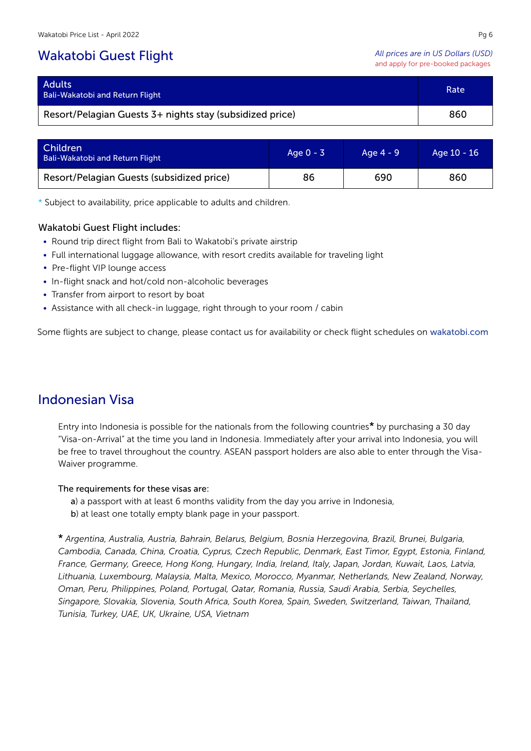## Wakatobi Guest Flight

*All prices are in US Dollars (USD)*
and apply for pre-booked packages

| Adults<br>Bali-Wakatobi and Return Flight | Rate |
|---|---|
| Resort/Pelagian Guests 3+ nights stay (subsidized price) | 860 |

| Children<br>Bali-Wakatobi and Return Flight | Age 0 - 3 | Age 4 - 9 | Age 10 - 16 |
|---|---|---|---|
| Resort/Pelagian Guests (subsidized price) | 86 | 690 | 860 |

* Subject to availability, price applicable to adults and children.

Wakatobi Guest Flight includes:

- Round trip direct flight from Bali to Wakatobi's private airstrip
- Full international luggage allowance, with resort credits available for traveling light
- Pre-flight VIP lounge access
- In-flight snack and hot/cold non-alcoholic beverages
- Transfer from airport to resort by boat
- Assistance with all check-in luggage, right through to your room / cabin

Some flights are subject to change, please contact us for availability or check flight schedules on wakatobi.com

## Indonesian Visa

Entry into Indonesia is possible for the nationals from the following countries* by purchasing a 30 day "Visa-on-Arrival" at the time you land in Indonesia. Immediately after your arrival into Indonesia, you will be free to travel throughout the country. ASEAN passport holders are also able to enter through the Visa-Waiver programme.

The requirements for these visas are:

a) a passport with at least 6 months validity from the day you arrive in Indonesia,
b) at least one totally empty blank page in your passport.

* *Argentina, Australia, Austria, Bahrain, Belarus, Belgium, Bosnia Herzegovina, Brazil, Brunei, Bulgaria, Cambodia, Canada, China, Croatia, Cyprus, Czech Republic, Denmark, East Timor, Egypt, Estonia, Finland, France, Germany, Greece, Hong Kong, Hungary, India, Ireland, Italy, Japan, Jordan, Kuwait, Laos, Latvia, Lithuania, Luxembourg, Malaysia, Malta, Mexico, Morocco, Myanmar, Netherlands, New Zealand, Norway, Oman, Peru, Philippines, Poland, Portugal, Qatar, Romania, Russia, Saudi Arabia, Serbia, Seychelles, Singapore, Slovakia, Slovenia, South Africa, South Korea, Spain, Sweden, Switzerland, Taiwan, Thailand, Tunisia, Turkey, UAE, UK, Ukraine, USA, Vietnam*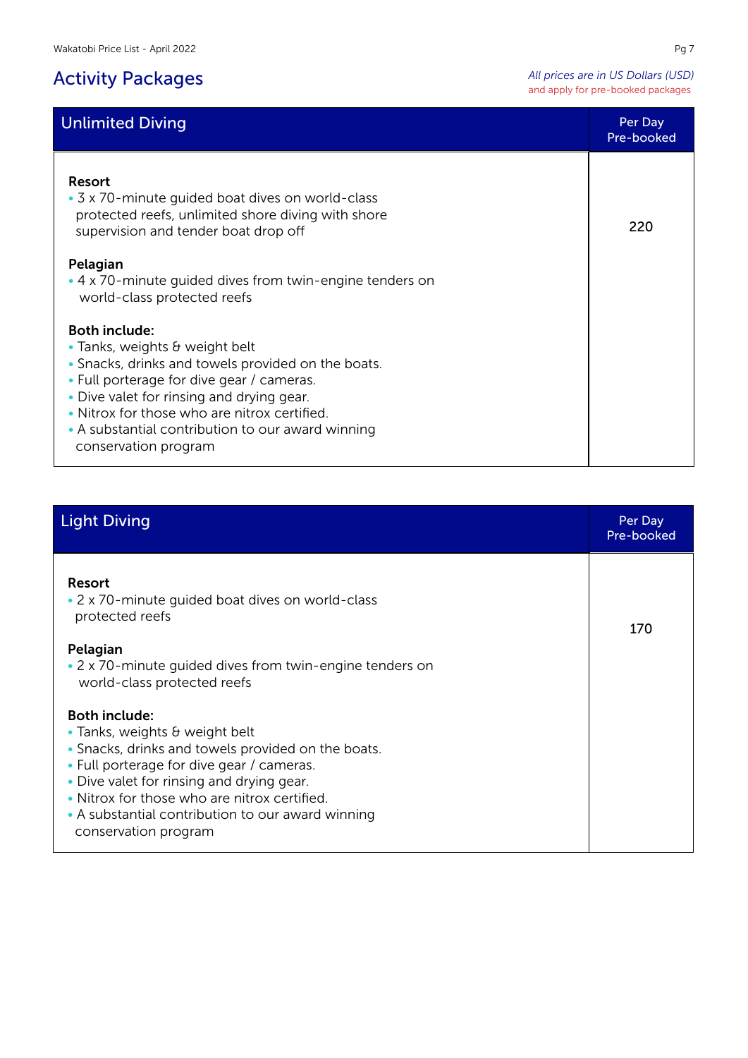## Activity Packages

*All prices are in US Dollars (USD)*
and apply for pre-booked packages

| Unlimited Diving | Per Day Pre-booked |
|---|---|
| **Resort**<br>• 3 x 70-minute guided boat dives on world-class protected reefs, unlimited shore diving with shore supervision and tender boat drop off<br><br>**Pelagian**<br>• 4 x 70-minute guided dives from twin-engine tenders on world-class protected reefs<br><br>**Both include:**<br>• Tanks, weights & weight belt<br>• Snacks, drinks and towels provided on the boats.<br>• Full porterage for dive gear / cameras.<br>• Dive valet for rinsing and drying gear.<br>• Nitrox for those who are nitrox certified.<br>• A substantial contribution to our award winning conservation program | 220 |

| Light Diving | Per Day Pre-booked |
|---|---|
| **Resort**<br>• 2 x 70-minute guided boat dives on world-class protected reefs<br><br>**Pelagian**<br>• 2 x 70-minute guided dives from twin-engine tenders on world-class protected reefs<br><br>**Both include:**<br>• Tanks, weights & weight belt<br>• Snacks, drinks and towels provided on the boats.<br>• Full porterage for dive gear / cameras.<br>• Dive valet for rinsing and drying gear.<br>• Nitrox for those who are nitrox certified.<br>• A substantial contribution to our award winning conservation program | 170 |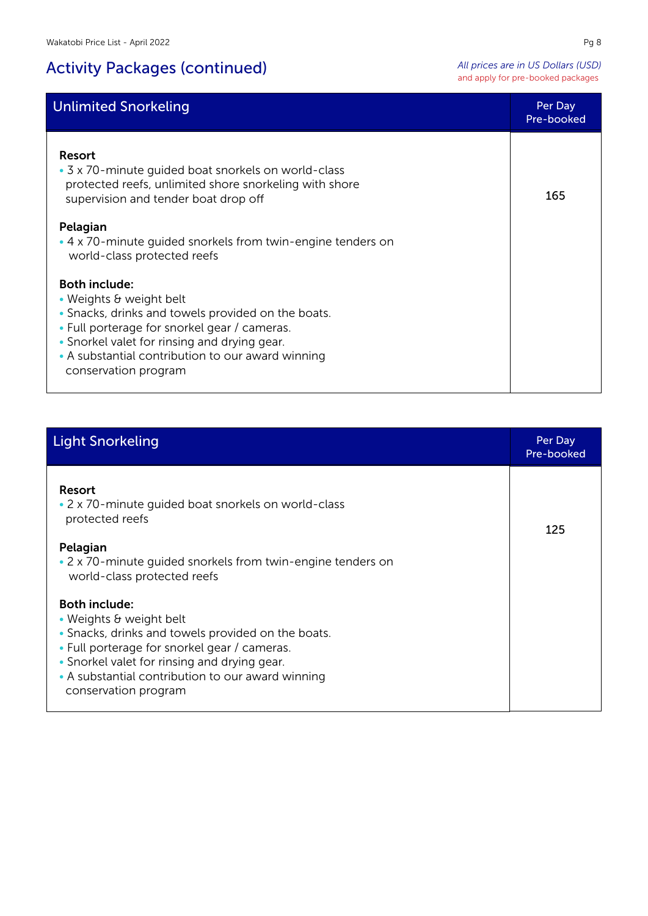## Activity Packages (continued)

*All prices are in US Dollars (USD)* and apply for pre-booked packages

| Unlimited Snorkeling | Per Day Pre-booked |
|---|---|
| **Resort**<br>• 3 x 70-minute guided boat snorkels on world-class protected reefs, unlimited shore snorkeling with shore supervision and tender boat drop off<br><br>**Pelagian**<br>• 4 x 70-minute guided snorkels from twin-engine tenders on world-class protected reefs<br><br>**Both include:**<br>• Weights & weight belt<br>• Snacks, drinks and towels provided on the boats.<br>• Full porterage for snorkel gear / cameras.<br>• Snorkel valet for rinsing and drying gear.<br>• A substantial contribution to our award winning conservation program | 165 |

| Light Snorkeling | Per Day Pre-booked |
|---|---|
| **Resort**<br>• 2 x 70-minute guided boat snorkels on world-class protected reefs<br><br>**Pelagian**<br>• 2 x 70-minute guided snorkels from twin-engine tenders on world-class protected reefs<br><br>**Both include:**<br>• Weights & weight belt<br>• Snacks, drinks and towels provided on the boats.<br>• Full porterage for snorkel gear / cameras.<br>• Snorkel valet for rinsing and drying gear.<br>• A substantial contribution to our award winning conservation program | 125 |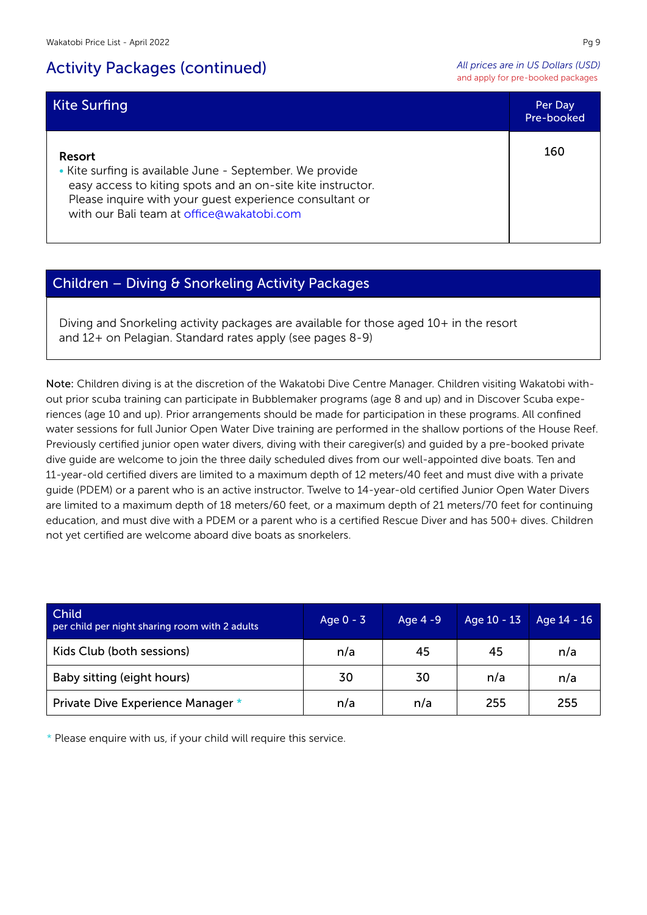## Activity Packages (continued)

*All prices are in US Dollars (USD)*
and apply for pre-booked packages

| Kite Surfing | Per Day Pre-booked |
|---|---|
| **Resort**<br>• Kite surfing is available June - September. We provide easy access to kiting spots and an on-site kite instructor. Please inquire with your guest experience consultant or with our Bali team at office@wakatobi.com | 160 |

| Children – Diving & Snorkeling Activity Packages |
|---|
| Diving and Snorkeling activity packages are available for those aged 10+ in the resort and 12+ on Pelagian. Standard rates apply (see pages 8-9) |

**Note:** Children diving is at the discretion of the Wakatobi Dive Centre Manager. Children visiting Wakatobi without prior scuba training can participate in Bubblemaker programs (age 8 and up) and in Discover Scuba experiences (age 10 and up). Prior arrangements should be made for participation in these programs. All confined water sessions for full Junior Open Water Dive training are performed in the shallow portions of the House Reef. Previously certified junior open water divers, diving with their caregiver(s) and guided by a pre-booked private dive guide are welcome to join the three daily scheduled dives from our well-appointed dive boats. Ten and 11-year-old certified divers are limited to a maximum depth of 12 meters/40 feet and must dive with a private guide (PDEM) or a parent who is an active instructor. Twelve to 14-year-old certified Junior Open Water Divers are limited to a maximum depth of 18 meters/60 feet, or a maximum depth of 21 meters/70 feet for continuing education, and must dive with a PDEM or a parent who is a certified Rescue Diver and has 500+ dives. Children not yet certified are welcome aboard dive boats as snorkelers.

| Child<br>per child per night sharing room with 2 adults | Age 0 - 3 | Age 4 -9 | Age 10 - 13 | Age 14 - 16 |
|---|---|---|---|---|
| Kids Club (both sessions) | n/a | 45 | 45 | n/a |
| Baby sitting (eight hours) | 30 | 30 | n/a | n/a |
| Private Dive Experience Manager * | n/a | n/a | 255 | 255 |

* Please enquire with us, if your child will require this service.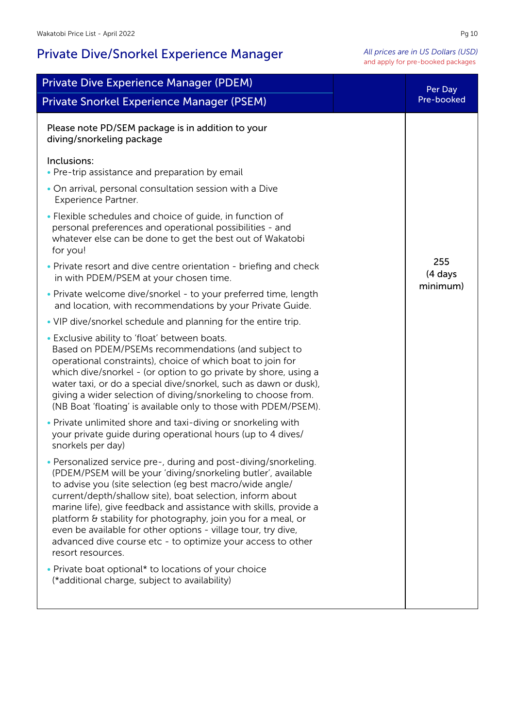# Private Dive/Snorkel Experience Manager

*All prices are in US Dollars (USD)*
and apply for pre-booked packages

| Private Dive Experience Manager (PDEM)<br>Private Snorkel Experience Manager (PSEM) | Per Day Pre-booked |
|---|---|
| Please note PD/SEM package is in addition to your diving/snorkeling package<br><br>Inclusions:<br>• Pre-trip assistance and preparation by email<br>• On arrival, personal consultation session with a Dive Experience Partner.<br>• Flexible schedules and choice of guide, in function of personal preferences and operational possibilities - and whatever else can be done to get the best out of Wakatobi for you!<br>• Private resort and dive centre orientation - briefing and check in with PDEM/PSEM at your chosen time.<br>• Private welcome dive/snorkel - to your preferred time, length and location, with recommendations by your Private Guide.<br>• VIP dive/snorkel schedule and planning for the entire trip.<br>• Exclusive ability to 'float' between boats. Based on PDEM/PSEMs recommendations (and subject to operational constraints), choice of which boat to join for which dive/snorkel - (or option to go private by shore, using a water taxi, or do a special dive/snorkel, such as dawn or dusk), giving a wider selection of diving/snorkeling to choose from. (NB Boat 'floating' is available only to those with PDEM/PSEM).<br>• Private unlimited shore and taxi-diving or snorkeling with your private guide during operational hours (up to 4 dives/ snorkels per day)<br>• Personalized service pre-, during and post-diving/snorkeling. (PDEM/PSEM will be your 'diving/snorkeling butler', available to advise you (site selection (eg best macro/wide angle/ current/depth/shallow site), boat selection, inform about marine life), give feedback and assistance with skills, provide a platform & stability for photography, join you for a meal, or even be available for other options - village tour, try dive, advanced dive course etc - to optimize your access to other resort resources.<br>• Private boat optional* to locations of your choice (*additional charge, subject to availability) | 255 (4 days minimum) |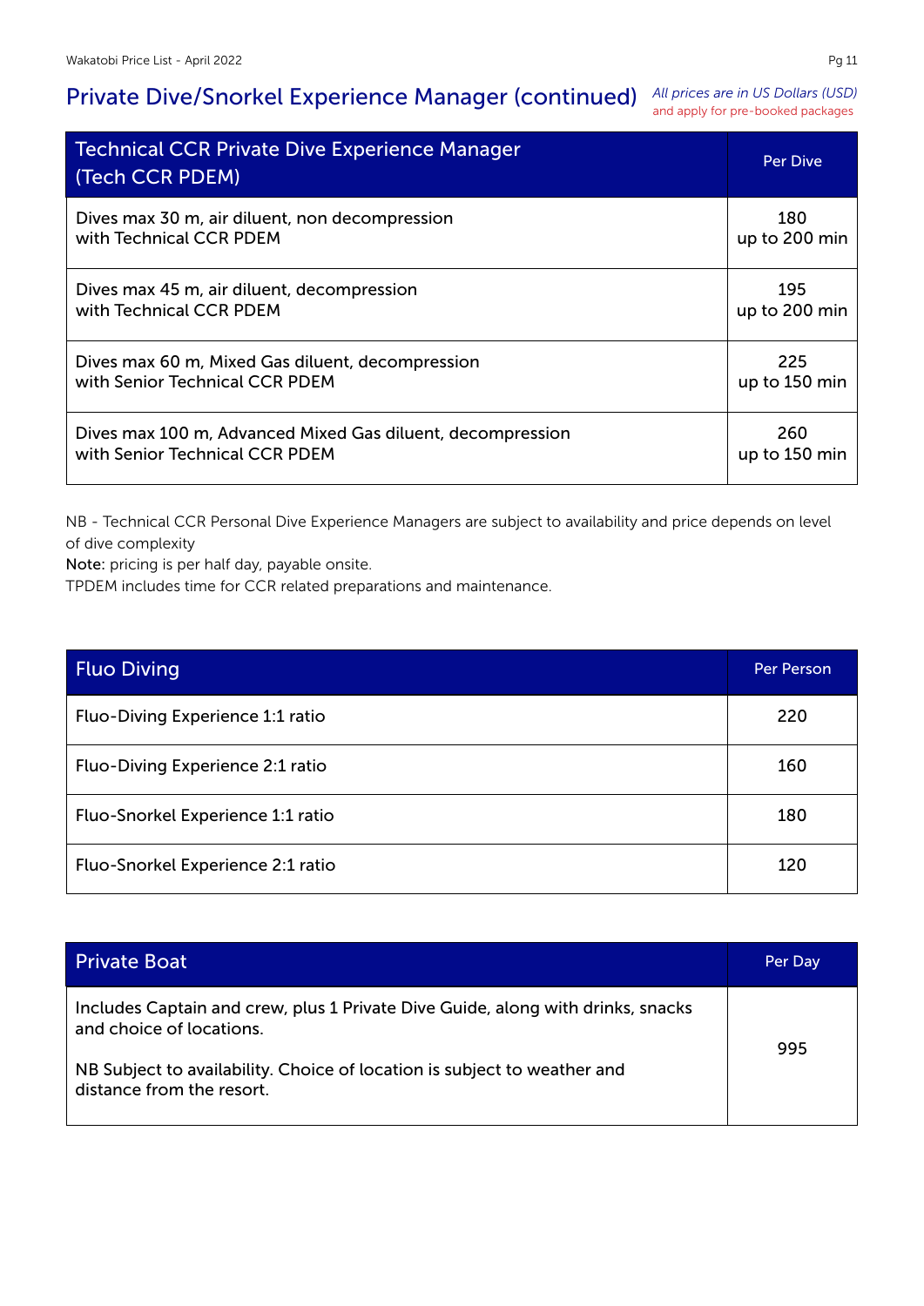## Private Dive/Snorkel Experience Manager (continued)

*All prices are in US Dollars (USD)*
and apply for pre-booked packages

| Technical CCR Private Dive Experience Manager (Tech CCR PDEM) | Per Dive |
|---|---|
| Dives max 30 m, air diluent, non decompression with Technical CCR PDEM | 180 up to 200 min |
| Dives max 45 m, air diluent, decompression with Technical CCR PDEM | 195 up to 200 min |
| Dives max 60 m, Mixed Gas diluent, decompression with Senior Technical CCR PDEM | 225 up to 150 min |
| Dives max 100 m, Advanced Mixed Gas diluent, decompression with Senior Technical CCR PDEM | 260 up to 150 min |

NB - Technical CCR Personal Dive Experience Managers are subject to availability and price depends on level of dive complexity
Note: pricing is per half day, payable onsite.
TPDEM includes time for CCR related preparations and maintenance.

| Fluo Diving | Per Person |
|---|---|
| Fluo-Diving Experience 1:1 ratio | 220 |
| Fluo-Diving Experience 2:1 ratio | 160 |
| Fluo-Snorkel Experience 1:1 ratio | 180 |
| Fluo-Snorkel Experience 2:1 ratio | 120 |

| Private Boat | Per Day |
|---|---|
| Includes Captain and crew, plus 1 Private Dive Guide, along with drinks, snacks and choice of locations.<br><br>NB Subject to availability. Choice of location is subject to weather and distance from the resort. | 995 |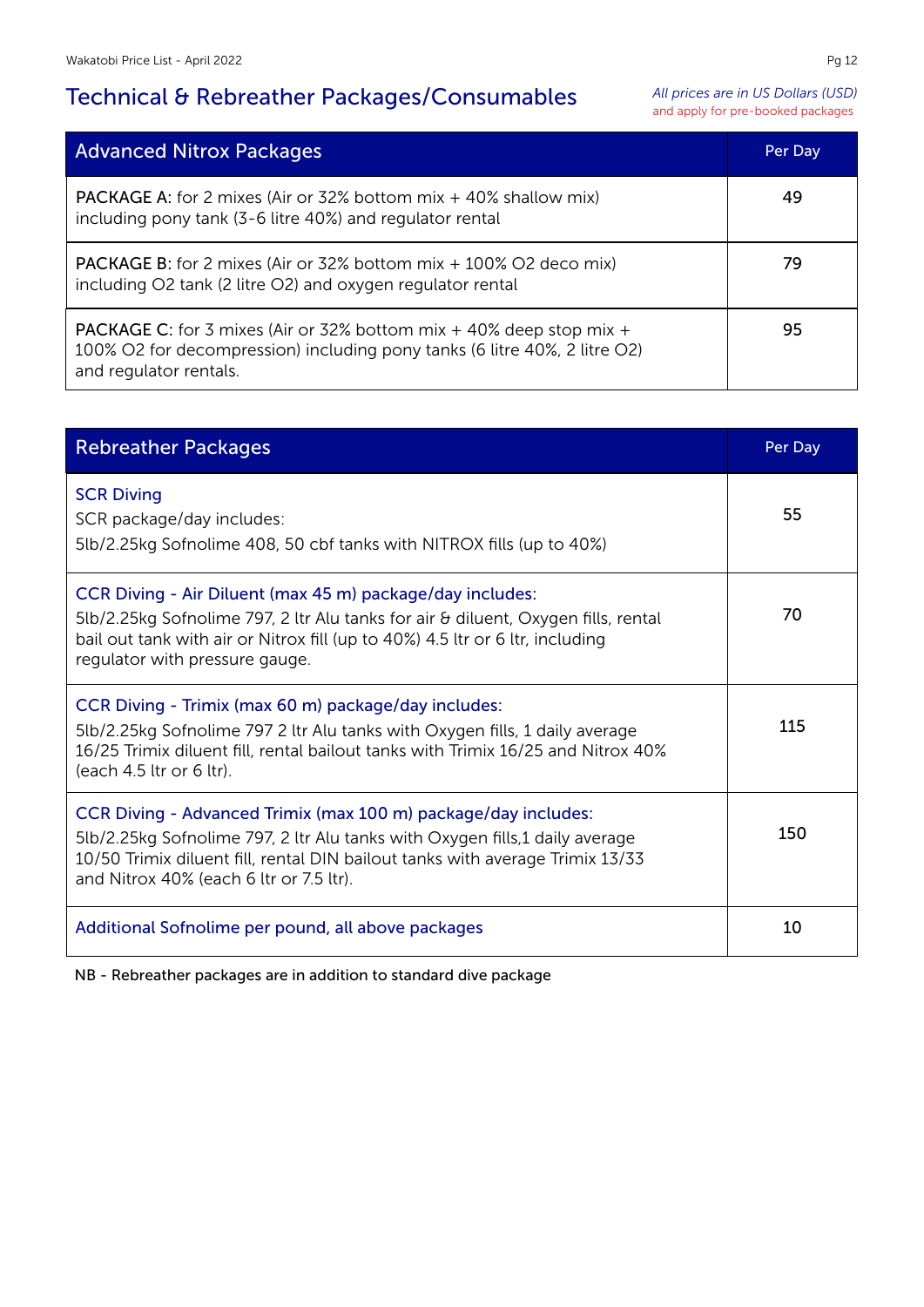# Technical & Rebreather Packages/Consumables

*All prices are in US Dollars (USD)*
and apply for pre-booked packages

| Advanced Nitrox Packages | Per Day |
|---|---|
| **PACKAGE A:** for 2 mixes (Air or 32% bottom mix + 40% shallow mix) including pony tank (3-6 litre 40%) and regulator rental | 49 |
| **PACKAGE B:** for 2 mixes (Air or 32% bottom mix + 100% O2 deco mix) including O2 tank (2 litre O2) and oxygen regulator rental | 79 |
| **PACKAGE C:** for 3 mixes (Air or 32% bottom mix + 40% deep stop mix + 100% O2 for decompression) including pony tanks (6 litre 40%, 2 litre O2) and regulator rentals. | 95 |

| Rebreather Packages | Per Day |
|---|---|
| SCR Diving<br>SCR package/day includes:<br>5lb/2.25kg Sofnolime 408, 50 cbf tanks with NITROX fills (up to 40%) | 55 |
| CCR Diving - Air Diluent (max 45 m) package/day includes:<br>5lb/2.25kg Sofnolime 797, 2 ltr Alu tanks for air & diluent, Oxygen fills, rental bail out tank with air or Nitrox fill (up to 40%) 4.5 ltr or 6 ltr, including regulator with pressure gauge. | 70 |
| CCR Diving - Trimix (max 60 m) package/day includes:<br>5lb/2.25kg Sofnolime 797 2 ltr Alu tanks with Oxygen fills, 1 daily average 16/25 Trimix diluent fill, rental bailout tanks with Trimix 16/25 and Nitrox 40% (each 4.5 ltr or 6 ltr). | 115 |
| CCR Diving - Advanced Trimix (max 100 m) package/day includes:<br>5lb/2.25kg Sofnolime 797, 2 ltr Alu tanks with Oxygen fills,1 daily average 10/50 Trimix diluent fill, rental DIN bailout tanks with average Trimix 13/33 and Nitrox 40% (each 6 ltr or 7.5 ltr). | 150 |
| Additional Sofnolime per pound, all above packages | 10 |

NB - Rebreather packages are in addition to standard dive package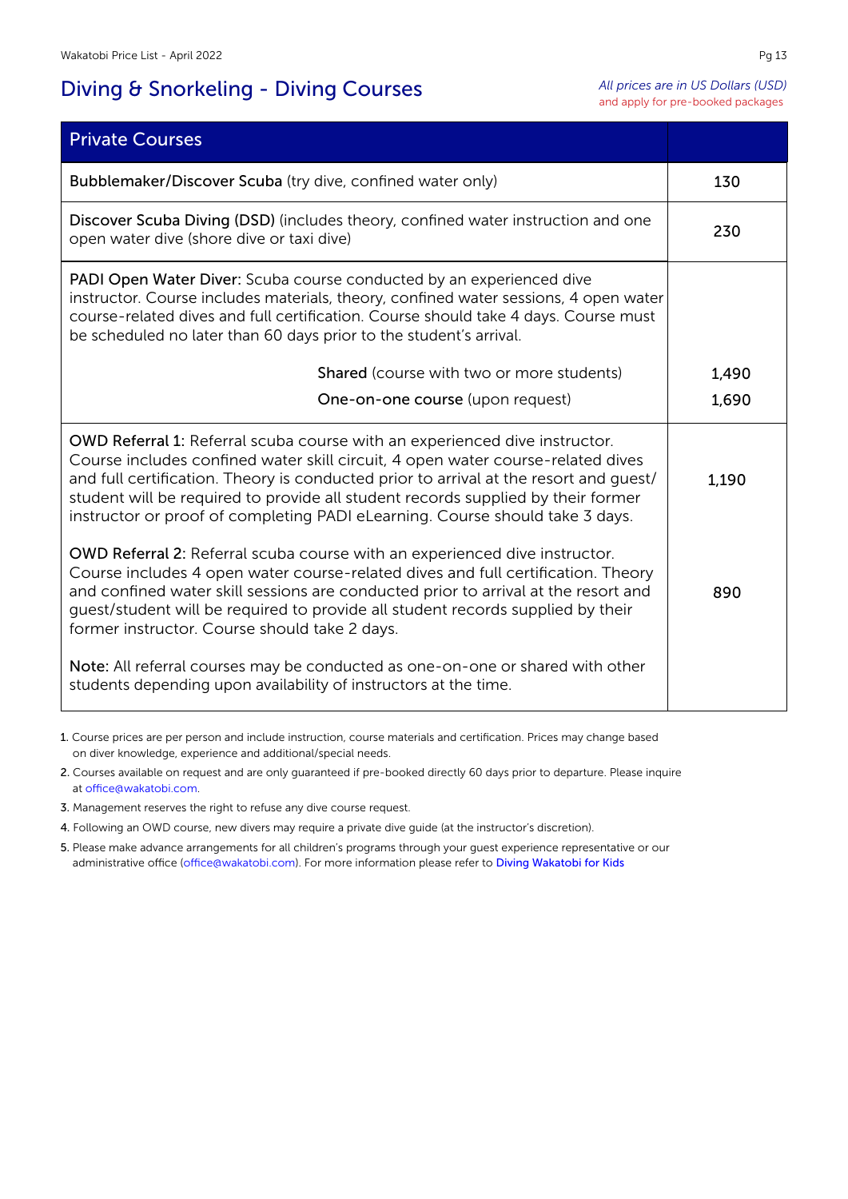## Diving & Snorkeling - Diving Courses

*All prices are in US Dollars (USD)*
and apply for pre-booked packages

| Private Courses | |
|---|---|
| **Bubblemaker/Discover Scuba** (try dive, confined water only) | 130 |
| **Discover Scuba Diving (DSD)** (includes theory, confined water instruction and one open water dive (shore dive or taxi dive) | 230 |
| **PADI Open Water Diver:** Scuba course conducted by an experienced dive instructor. Course includes materials, theory, confined water sessions, 4 open water course-related dives and full certification. Course should take 4 days. Course must be scheduled no later than 60 days prior to the student's arrival. | |
| **Shared** (course with two or more students) | 1,490 |
| **One-on-one course** (upon request) | 1,690 |
| **OWD Referral 1:** Referral scuba course with an experienced dive instructor. Course includes confined water skill circuit, 4 open water course-related dives and full certification. Theory is conducted prior to arrival at the resort and guest/student will be required to provide all student records supplied by their former instructor or proof of completing PADI eLearning. Course should take 3 days. | 1,190 |
| **OWD Referral 2:** Referral scuba course with an experienced dive instructor. Course includes 4 open water course-related dives and full certification. Theory and confined water skill sessions are conducted prior to arrival at the resort and guest/student will be required to provide all student records supplied by their former instructor. Course should take 2 days. | 890 |
| **Note:** All referral courses may be conducted as one-on-one or shared with other students depending upon availability of instructors at the time. | |

1. Course prices are per person and include instruction, course materials and certification. Prices may change based on diver knowledge, experience and additional/special needs.
2. Courses available on request and are only guaranteed if pre-booked directly 60 days prior to departure. Please inquire at office@wakatobi.com.
3. Management reserves the right to refuse any dive course request.
4. Following an OWD course, new divers may require a private dive guide (at the instructor's discretion).
5. Please make advance arrangements for all children's programs through your guest experience representative or our administrative office (office@wakatobi.com). For more information please refer to Diving Wakatobi for Kids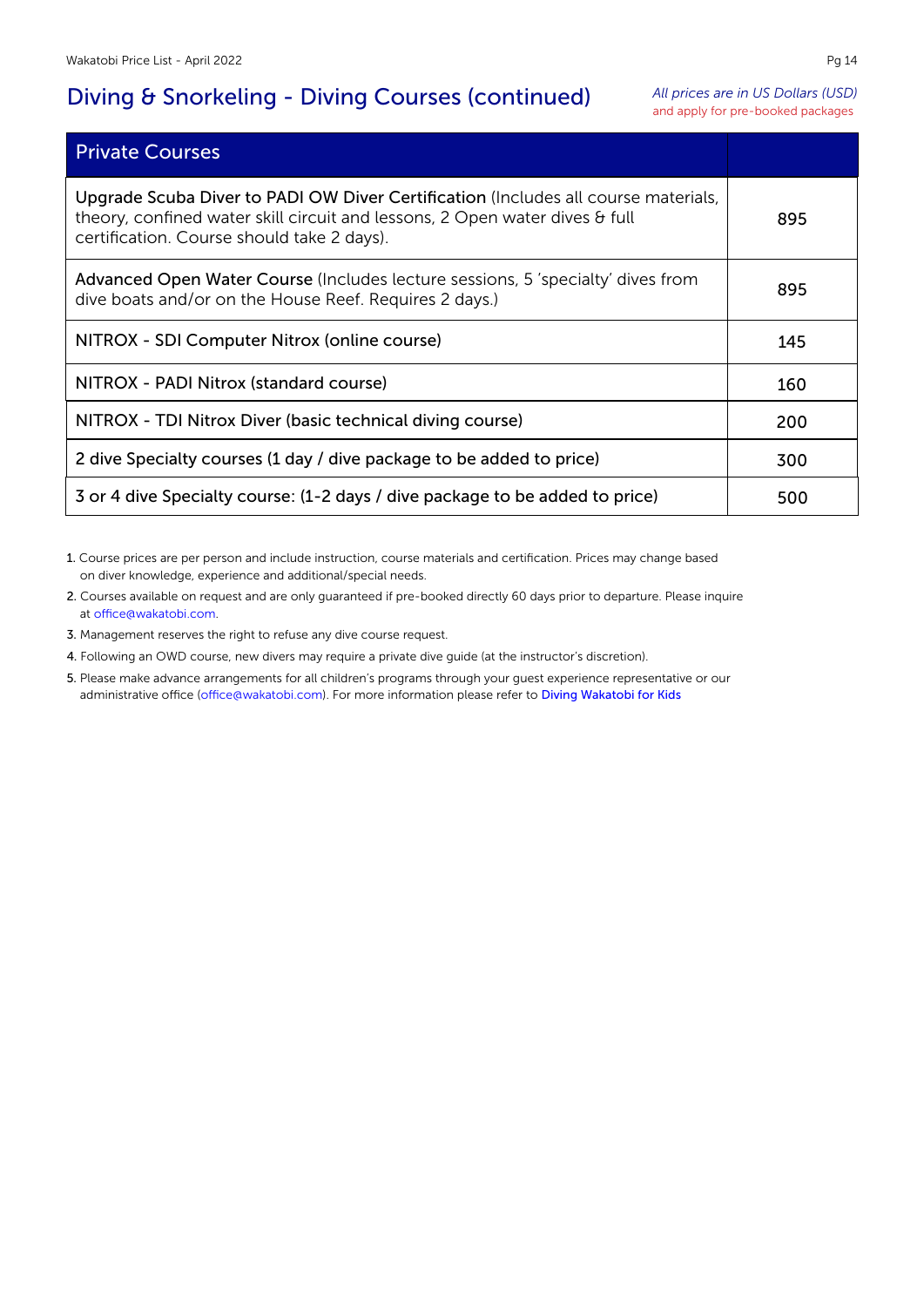## Diving & Snorkeling - Diving Courses (continued)

*All prices are in US Dollars (USD)*
and apply for pre-booked packages

| Private Courses | |
|---|---|
| **Upgrade Scuba Diver to PADI OW Diver Certification** (Includes all course materials, theory, confined water skill circuit and lessons, 2 Open water dives & full certification. Course should take 2 days). | 895 |
| **Advanced Open Water Course** (Includes lecture sessions, 5 'specialty' dives from dive boats and/or on the House Reef. Requires 2 days.) | 895 |
| NITROX - SDI Computer Nitrox (online course) | 145 |
| NITROX - PADI Nitrox (standard course) | 160 |
| NITROX - TDI Nitrox Diver (basic technical diving course) | 200 |
| 2 dive Specialty courses (1 day / dive package to be added to price) | 300 |
| 3 or 4 dive Specialty course: (1-2 days / dive package to be added to price) | 500 |

1. Course prices are per person and include instruction, course materials and certification. Prices may change based on diver knowledge, experience and additional/special needs.
2. Courses available on request and are only guaranteed if pre-booked directly 60 days prior to departure. Please inquire at office@wakatobi.com.
3. Management reserves the right to refuse any dive course request.
4. Following an OWD course, new divers may require a private dive guide (at the instructor's discretion).
5. Please make advance arrangements for all children's programs through your guest experience representative or our administrative office (office@wakatobi.com). For more information please refer to Diving Wakatobi for Kids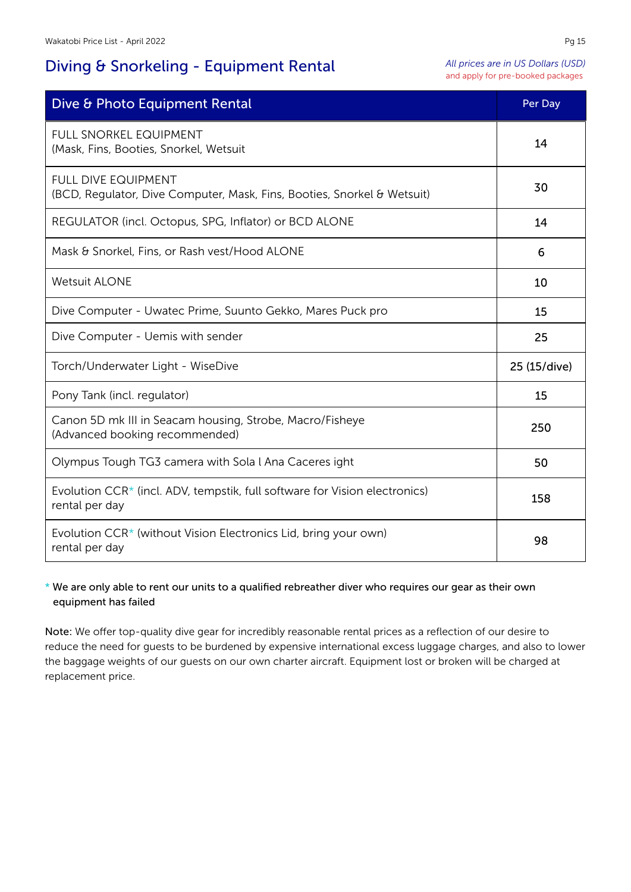## Diving & Snorkeling - Equipment Rental

*All prices are in US Dollars (USD)*
and apply for pre-booked packages

| Dive & Photo Equipment Rental | Per Day |
|---|---|
| FULL SNORKEL EQUIPMENT<br>(Mask, Fins, Booties, Snorkel, Wetsuit | 14 |
| FULL DIVE EQUIPMENT<br>(BCD, Regulator, Dive Computer, Mask, Fins, Booties, Snorkel & Wetsuit) | 30 |
| REGULATOR (incl. Octopus, SPG, Inflator) or BCD ALONE | 14 |
| Mask & Snorkel, Fins, or Rash vest/Hood ALONE | 6 |
| Wetsuit ALONE | 10 |
| Dive Computer - Uwatec Prime, Suunto Gekko, Mares Puck pro | 15 |
| Dive Computer - Uemis with sender | 25 |
| Torch/Underwater Light - WiseDive | 25 (15/dive) |
| Pony Tank (incl. regulator) | 15 |
| Canon 5D mk III in Seacam housing, Strobe, Macro/Fisheye<br>(Advanced booking recommended) | 250 |
| Olympus Tough TG3 camera with Sola l Ana Caceres ight | 50 |
| Evolution CCR* (incl. ADV, tempstik, full software for Vision electronics)<br>rental per day | 158 |
| Evolution CCR* (without Vision Electronics Lid, bring your own)<br>rental per day | 98 |

\* We are only able to rent our units to a qualified rebreather diver who requires our gear as their own equipment has failed

**Note:** We offer top-quality dive gear for incredibly reasonable rental prices as a reflection of our desire to reduce the need for guests to be burdened by expensive international excess luggage charges, and also to lower the baggage weights of our guests on our own charter aircraft. Equipment lost or broken will be charged at replacement price.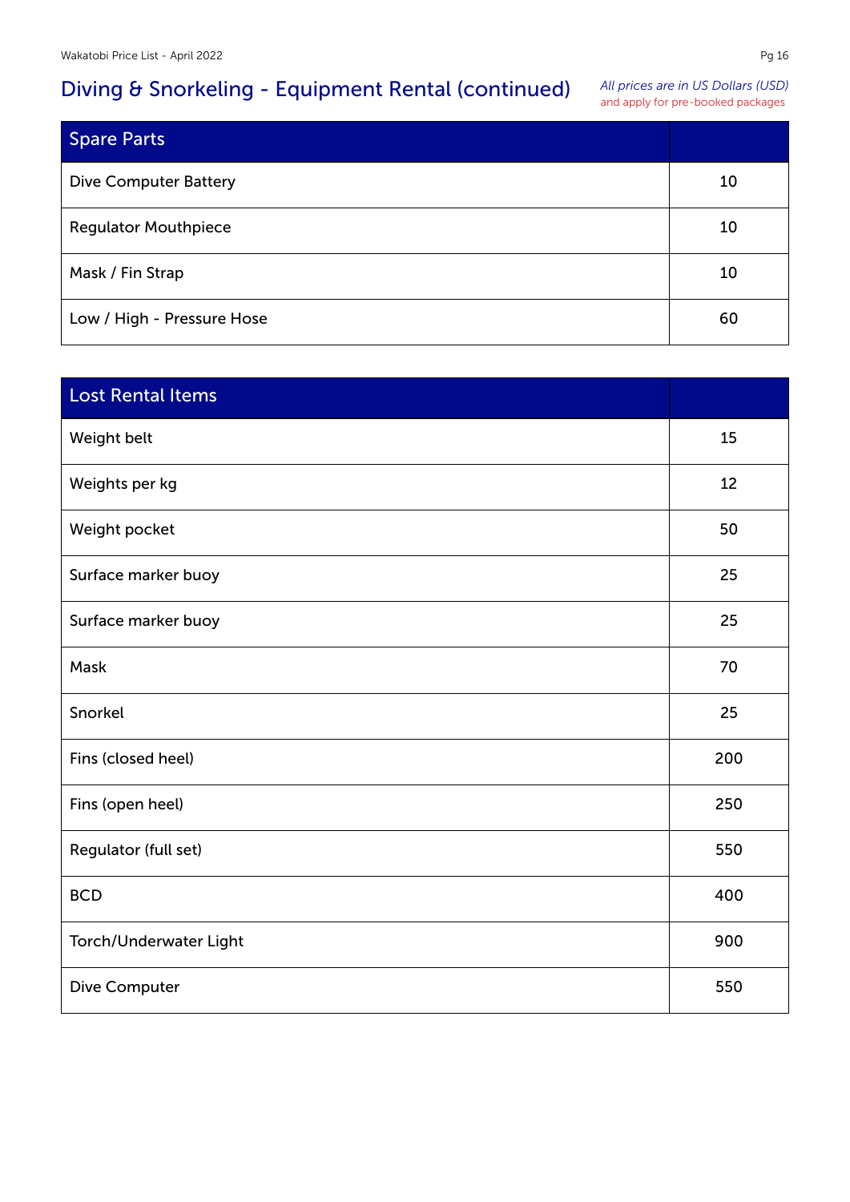## Diving & Snorkeling - Equipment Rental (continued)

*All prices are in US Dollars (USD)*
and apply for pre-booked packages

| Spare Parts | |
|---|---|
| Dive Computer Battery | 10 |
| Regulator Mouthpiece | 10 |
| Mask / Fin Strap | 10 |
| Low / High - Pressure Hose | 60 |

| Lost Rental Items | |
|---|---|
| Weight belt | 15 |
| Weights per kg | 12 |
| Weight pocket | 50 |
| Surface marker buoy | 25 |
| Surface marker buoy | 25 |
| Mask | 70 |
| Snorkel | 25 |
| Fins (closed heel) | 200 |
| Fins (open heel) | 250 |
| Regulator (full set) | 550 |
| BCD | 400 |
| Torch/Underwater Light | 900 |
| Dive Computer | 550 |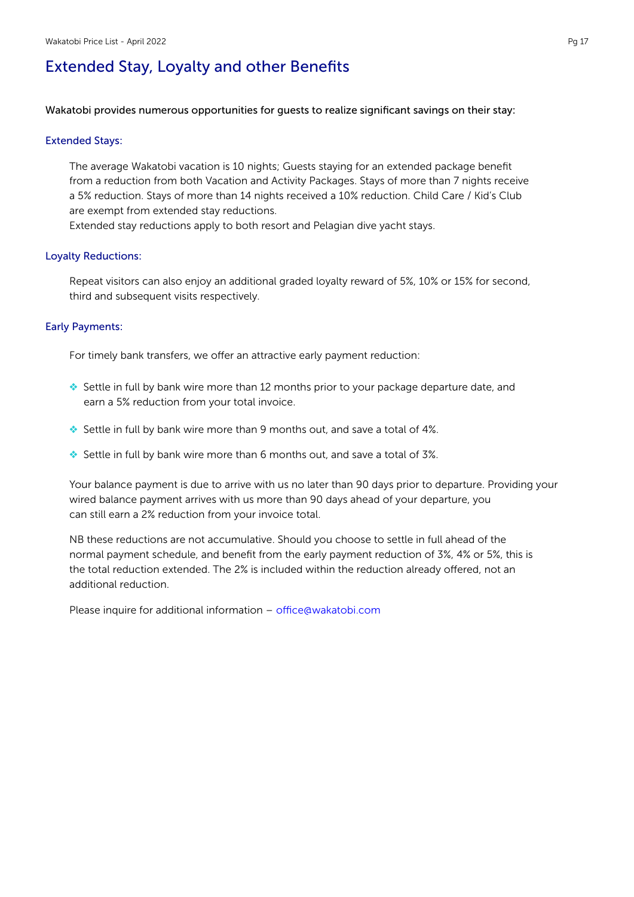# Extended Stay, Loyalty and other Benefits

Wakatobi provides numerous opportunities for guests to realize significant savings on their stay:

### Extended Stays:

The average Wakatobi vacation is 10 nights; Guests staying for an extended package benefit from a reduction from both Vacation and Activity Packages. Stays of more than 7 nights receive a 5% reduction. Stays of more than 14 nights received a 10% reduction. Child Care / Kid's Club are exempt from extended stay reductions.
Extended stay reductions apply to both resort and Pelagian dive yacht stays.

### Loyalty Reductions:

Repeat visitors can also enjoy an additional graded loyalty reward of 5%, 10% or 15% for second, third and subsequent visits respectively.

### Early Payments:

For timely bank transfers, we offer an attractive early payment reduction:

- Settle in full by bank wire more than 12 months prior to your package departure date, and earn a 5% reduction from your total invoice.
- Settle in full by bank wire more than 9 months out, and save a total of 4%.
- Settle in full by bank wire more than 6 months out, and save a total of 3%.

Your balance payment is due to arrive with us no later than 90 days prior to departure. Providing your wired balance payment arrives with us more than 90 days ahead of your departure, you can still earn a 2% reduction from your invoice total.

NB these reductions are not accumulative. Should you choose to settle in full ahead of the normal payment schedule, and benefit from the early payment reduction of 3%, 4% or 5%, this is the total reduction extended. The 2% is included within the reduction already offered, not an additional reduction.

Please inquire for additional information – office@wakatobi.com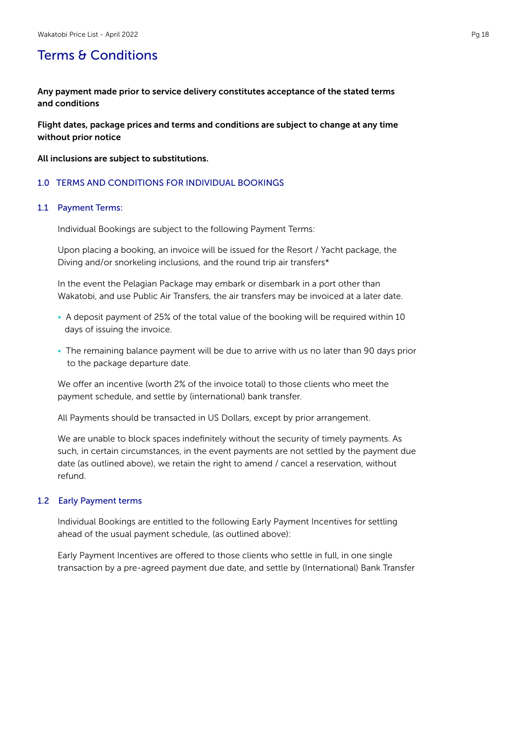# Terms & Conditions

**Any payment made prior to service delivery constitutes acceptance of the stated terms and conditions**

**Flight dates, package prices and terms and conditions are subject to change at any time without prior notice**

**All inclusions are subject to substitutions.**

## 1.0 TERMS AND CONDITIONS FOR INDIVIDUAL BOOKINGS

### 1.1 Payment Terms:

Individual Bookings are subject to the following Payment Terms:

Upon placing a booking, an invoice will be issued for the Resort / Yacht package, the Diving and/or snorkeling inclusions, and the round trip air transfers*

In the event the Pelagian Package may embark or disembark in a port other than Wakatobi, and use Public Air Transfers, the air transfers may be invoiced at a later date.

- A deposit payment of 25% of the total value of the booking will be required within 10 days of issuing the invoice.
- The remaining balance payment will be due to arrive with us no later than 90 days prior to the package departure date.

We offer an incentive (worth 2% of the invoice total) to those clients who meet the payment schedule, and settle by (international) bank transfer.

All Payments should be transacted in US Dollars, except by prior arrangement.

We are unable to block spaces indefinitely without the security of timely payments. As such, in certain circumstances, in the event payments are not settled by the payment due date (as outlined above), we retain the right to amend / cancel a reservation, without refund.

### 1.2 Early Payment terms

Individual Bookings are entitled to the following Early Payment Incentives for settling ahead of the usual payment schedule, (as outlined above):

Early Payment Incentives are offered to those clients who settle in full, in one single transaction by a pre-agreed payment due date, and settle by (International) Bank Transfer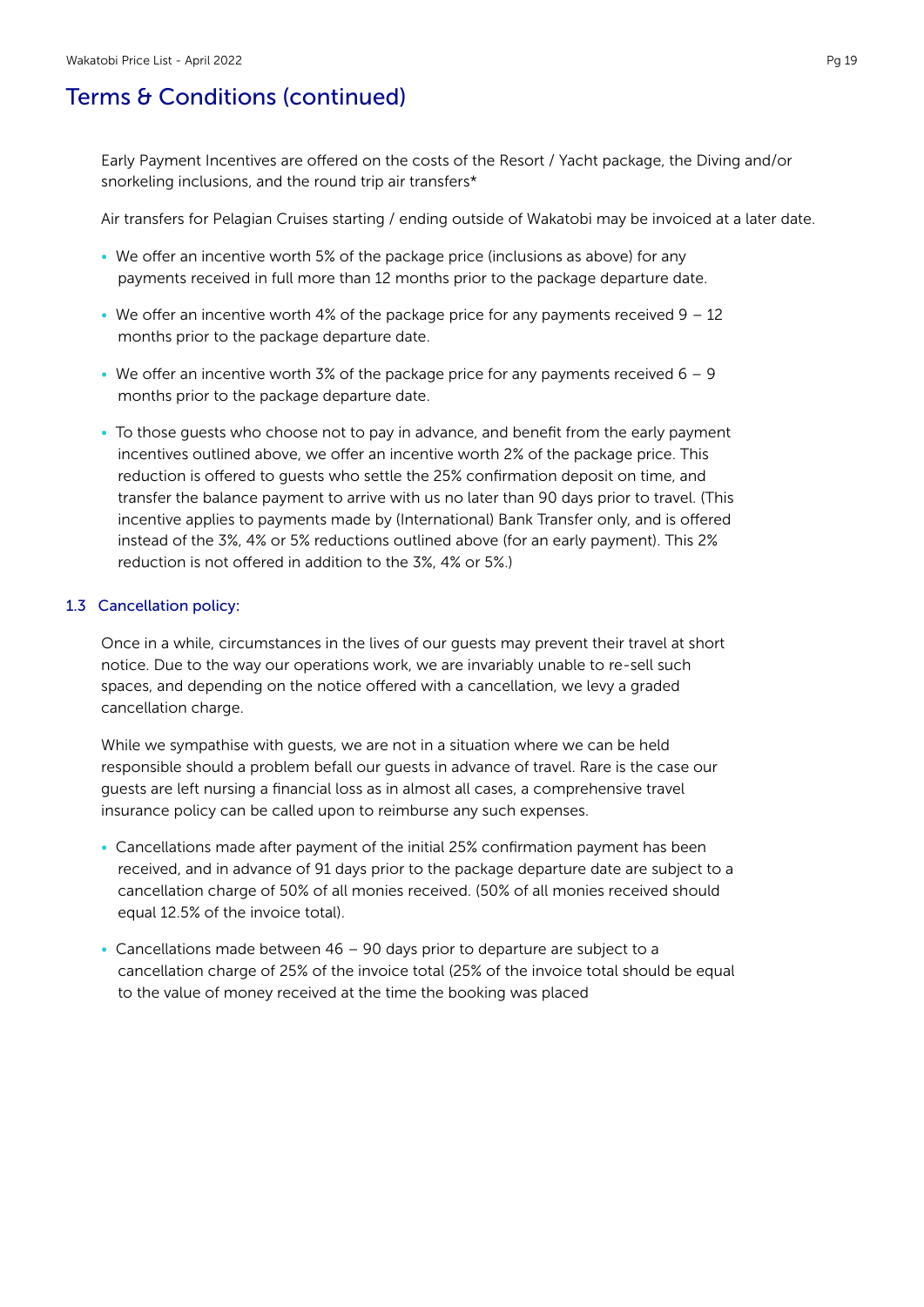## Terms & Conditions (continued)

Early Payment Incentives are offered on the costs of the Resort / Yacht package, the Diving and/or snorkeling inclusions, and the round trip air transfers*

Air transfers for Pelagian Cruises starting / ending outside of Wakatobi may be invoiced at a later date.

- We offer an incentive worth 5% of the package price (inclusions as above) for any payments received in full more than 12 months prior to the package departure date.
- We offer an incentive worth 4% of the package price for any payments received 9 – 12 months prior to the package departure date.
- We offer an incentive worth 3% of the package price for any payments received 6 – 9 months prior to the package departure date.
- To those guests who choose not to pay in advance, and benefit from the early payment incentives outlined above, we offer an incentive worth 2% of the package price. This reduction is offered to guests who settle the 25% confirmation deposit on time, and transfer the balance payment to arrive with us no later than 90 days prior to travel. (This incentive applies to payments made by (International) Bank Transfer only, and is offered instead of the 3%, 4% or 5% reductions outlined above (for an early payment). This 2% reduction is not offered in addition to the 3%, 4% or 5%.)

### 1.3 Cancellation policy:

Once in a while, circumstances in the lives of our guests may prevent their travel at short notice. Due to the way our operations work, we are invariably unable to re-sell such spaces, and depending on the notice offered with a cancellation, we levy a graded cancellation charge.

While we sympathise with guests, we are not in a situation where we can be held responsible should a problem befall our guests in advance of travel. Rare is the case our guests are left nursing a financial loss as in almost all cases, a comprehensive travel insurance policy can be called upon to reimburse any such expenses.

- Cancellations made after payment of the initial 25% confirmation payment has been received, and in advance of 91 days prior to the package departure date are subject to a cancellation charge of 50% of all monies received. (50% of all monies received should equal 12.5% of the invoice total).
- Cancellations made between 46 – 90 days prior to departure are subject to a cancellation charge of 25% of the invoice total (25% of the invoice total should be equal to the value of money received at the time the booking was placed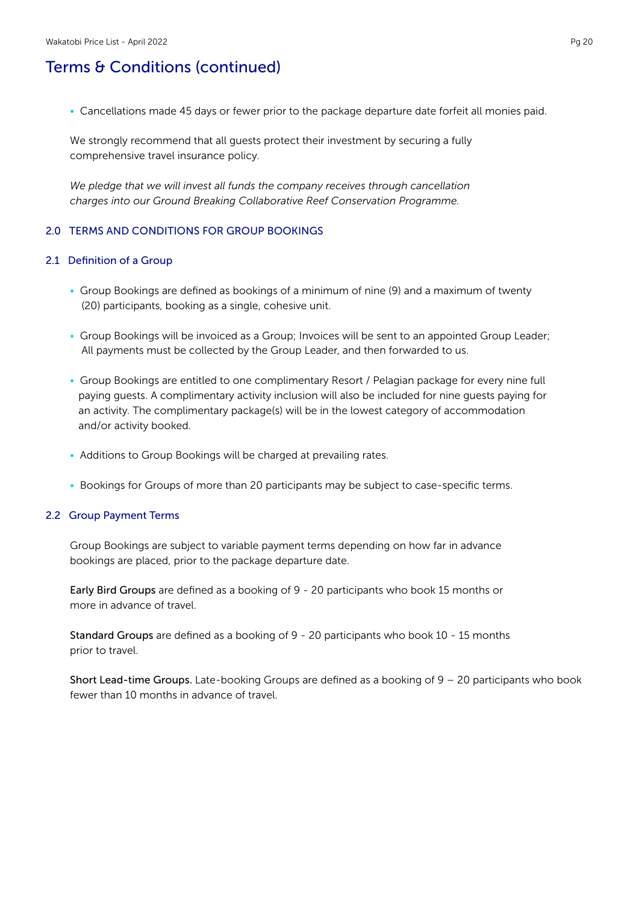## Terms & Conditions (continued)

- Cancellations made 45 days or fewer prior to the package departure date forfeit all monies paid.

We strongly recommend that all guests protect their investment by securing a fully comprehensive travel insurance policy.

*We pledge that we will invest all funds the company receives through cancellation charges into our Ground Breaking Collaborative Reef Conservation Programme.*

### 2.0 TERMS AND CONDITIONS FOR GROUP BOOKINGS

#### 2.1 Definition of a Group

- Group Bookings are defined as bookings of a minimum of nine (9) and a maximum of twenty (20) participants, booking as a single, cohesive unit.

- Group Bookings will be invoiced as a Group; Invoices will be sent to an appointed Group Leader; All payments must be collected by the Group Leader, and then forwarded to us.

- Group Bookings are entitled to one complimentary Resort / Pelagian package for every nine full paying guests. A complimentary activity inclusion will also be included for nine guests paying for an activity. The complimentary package(s) will be in the lowest category of accommodation and/or activity booked.

- Additions to Group Bookings will be charged at prevailing rates.

- Bookings for Groups of more than 20 participants may be subject to case-specific terms.

#### 2.2 Group Payment Terms

Group Bookings are subject to variable payment terms depending on how far in advance bookings are placed, prior to the package departure date.

**Early Bird Groups** are defined as a booking of 9 - 20 participants who book 15 months or more in advance of travel.

**Standard Groups** are defined as a booking of 9 - 20 participants who book 10 - 15 months prior to travel.

**Short Lead-time Groups.** Late-booking Groups are defined as a booking of 9 – 20 participants who book fewer than 10 months in advance of travel.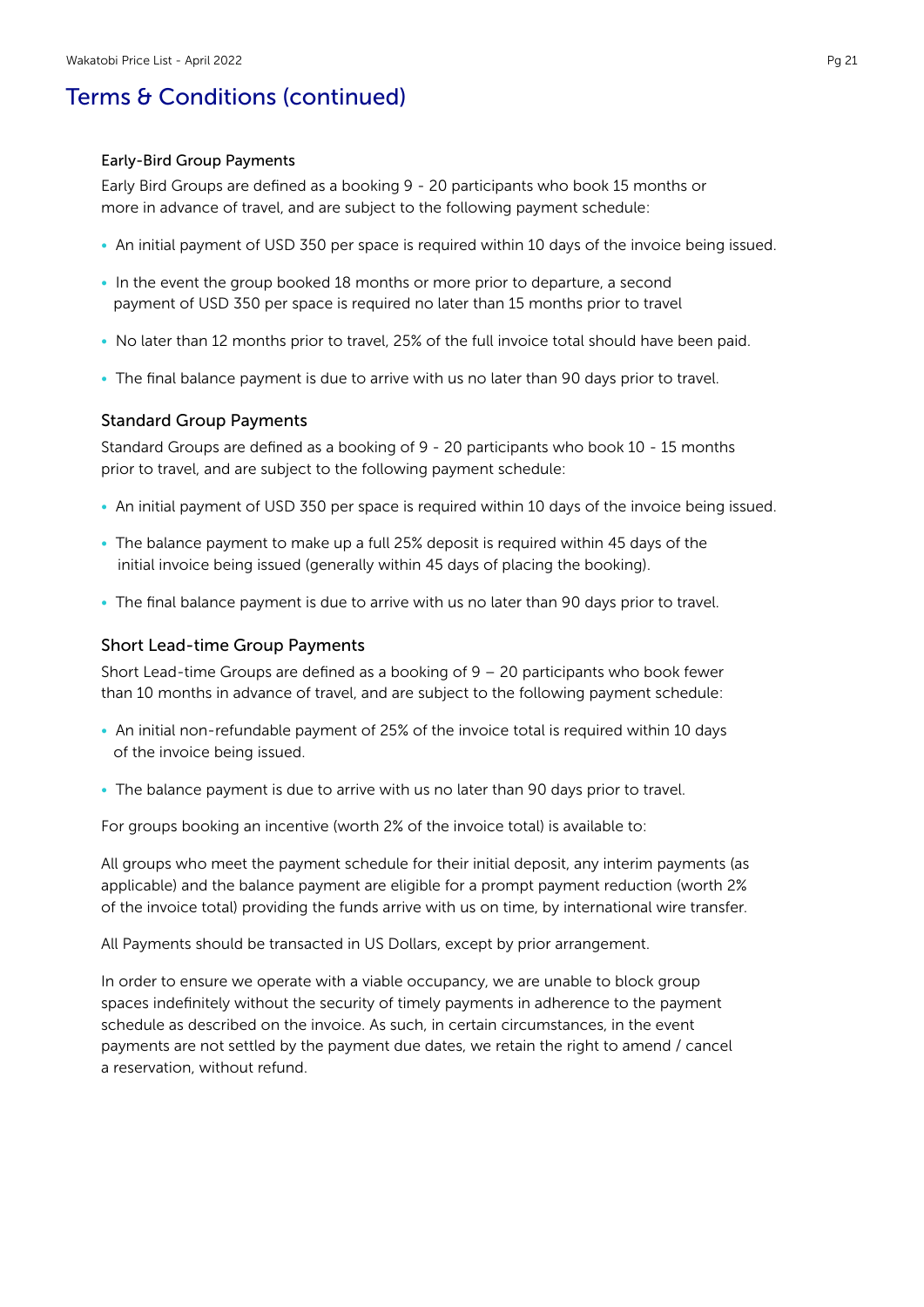# Terms & Conditions (continued)

### Early-Bird Group Payments

Early Bird Groups are defined as a booking 9 - 20 participants who book 15 months or more in advance of travel, and are subject to the following payment schedule:

- An initial payment of USD 350 per space is required within 10 days of the invoice being issued.
- In the event the group booked 18 months or more prior to departure, a second payment of USD 350 per space is required no later than 15 months prior to travel
- No later than 12 months prior to travel, 25% of the full invoice total should have been paid.
- The final balance payment is due to arrive with us no later than 90 days prior to travel.

### Standard Group Payments

Standard Groups are defined as a booking of 9 - 20 participants who book 10 - 15 months prior to travel, and are subject to the following payment schedule:

- An initial payment of USD 350 per space is required within 10 days of the invoice being issued.
- The balance payment to make up a full 25% deposit is required within 45 days of the initial invoice being issued (generally within 45 days of placing the booking).
- The final balance payment is due to arrive with us no later than 90 days prior to travel.

### Short Lead-time Group Payments

Short Lead-time Groups are defined as a booking of 9 – 20 participants who book fewer than 10 months in advance of travel, and are subject to the following payment schedule:

- An initial non-refundable payment of 25% of the invoice total is required within 10 days of the invoice being issued.
- The balance payment is due to arrive with us no later than 90 days prior to travel.

For groups booking an incentive (worth 2% of the invoice total) is available to:

All groups who meet the payment schedule for their initial deposit, any interim payments (as applicable) and the balance payment are eligible for a prompt payment reduction (worth 2% of the invoice total) providing the funds arrive with us on time, by international wire transfer.

All Payments should be transacted in US Dollars, except by prior arrangement.

In order to ensure we operate with a viable occupancy, we are unable to block group spaces indefinitely without the security of timely payments in adherence to the payment schedule as described on the invoice. As such, in certain circumstances, in the event payments are not settled by the payment due dates, we retain the right to amend / cancel a reservation, without refund.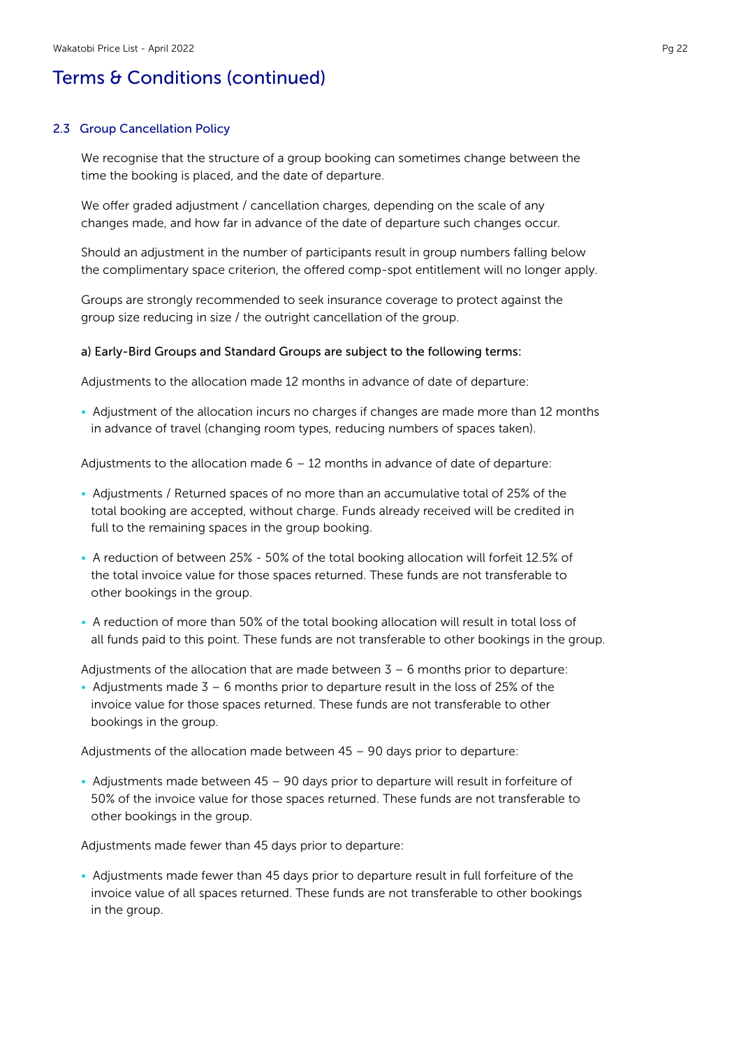## Terms & Conditions (continued)

### 2.3 Group Cancellation Policy

We recognise that the structure of a group booking can sometimes change between the time the booking is placed, and the date of departure.

We offer graded adjustment / cancellation charges, depending on the scale of any changes made, and how far in advance of the date of departure such changes occur.

Should an adjustment in the number of participants result in group numbers falling below the complimentary space criterion, the offered comp-spot entitlement will no longer apply.

Groups are strongly recommended to seek insurance coverage to protect against the group size reducing in size / the outright cancellation of the group.

**a) Early-Bird Groups and Standard Groups are subject to the following terms:**

Adjustments to the allocation made 12 months in advance of date of departure:

- Adjustment of the allocation incurs no charges if changes are made more than 12 months in advance of travel (changing room types, reducing numbers of spaces taken).

Adjustments to the allocation made 6 – 12 months in advance of date of departure:

- Adjustments / Returned spaces of no more than an accumulative total of 25% of the total booking are accepted, without charge. Funds already received will be credited in full to the remaining spaces in the group booking.
- A reduction of between 25% - 50% of the total booking allocation will forfeit 12.5% of the total invoice value for those spaces returned. These funds are not transferable to other bookings in the group.
- A reduction of more than 50% of the total booking allocation will result in total loss of all funds paid to this point. These funds are not transferable to other bookings in the group.

Adjustments of the allocation that are made between 3 – 6 months prior to departure:

- Adjustments made 3 – 6 months prior to departure result in the loss of 25% of the invoice value for those spaces returned. These funds are not transferable to other bookings in the group.

Adjustments of the allocation made between 45 – 90 days prior to departure:

- Adjustments made between 45 – 90 days prior to departure will result in forfeiture of 50% of the invoice value for those spaces returned. These funds are not transferable to other bookings in the group.

Adjustments made fewer than 45 days prior to departure:

- Adjustments made fewer than 45 days prior to departure result in full forfeiture of the invoice value of all spaces returned. These funds are not transferable to other bookings in the group.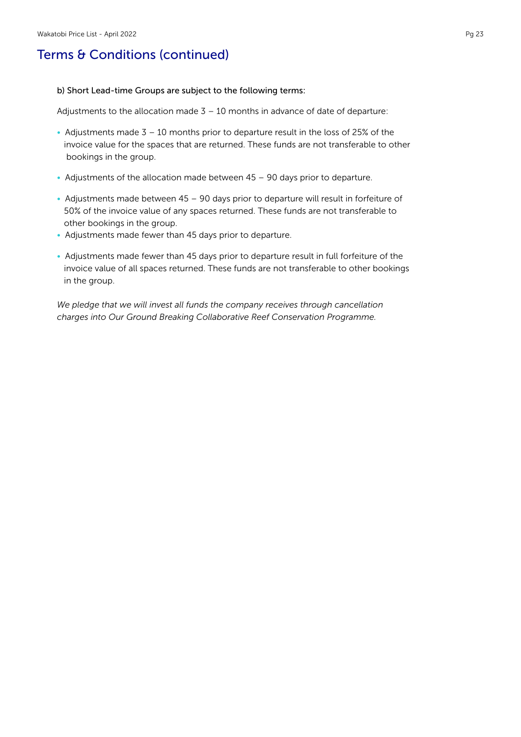## Terms & Conditions (continued)

b) Short Lead-time Groups are subject to the following terms:

Adjustments to the allocation made 3 – 10 months in advance of date of departure:

- Adjustments made 3 – 10 months prior to departure result in the loss of 25% of the invoice value for the spaces that are returned. These funds are not transferable to other bookings in the group.
- Adjustments of the allocation made between 45 – 90 days prior to departure.
- Adjustments made between 45 – 90 days prior to departure will result in forfeiture of 50% of the invoice value of any spaces returned. These funds are not transferable to other bookings in the group.
- Adjustments made fewer than 45 days prior to departure.
- Adjustments made fewer than 45 days prior to departure result in full forfeiture of the invoice value of all spaces returned. These funds are not transferable to other bookings in the group.

*We pledge that we will invest all funds the company receives through cancellation charges into Our Ground Breaking Collaborative Reef Conservation Programme.*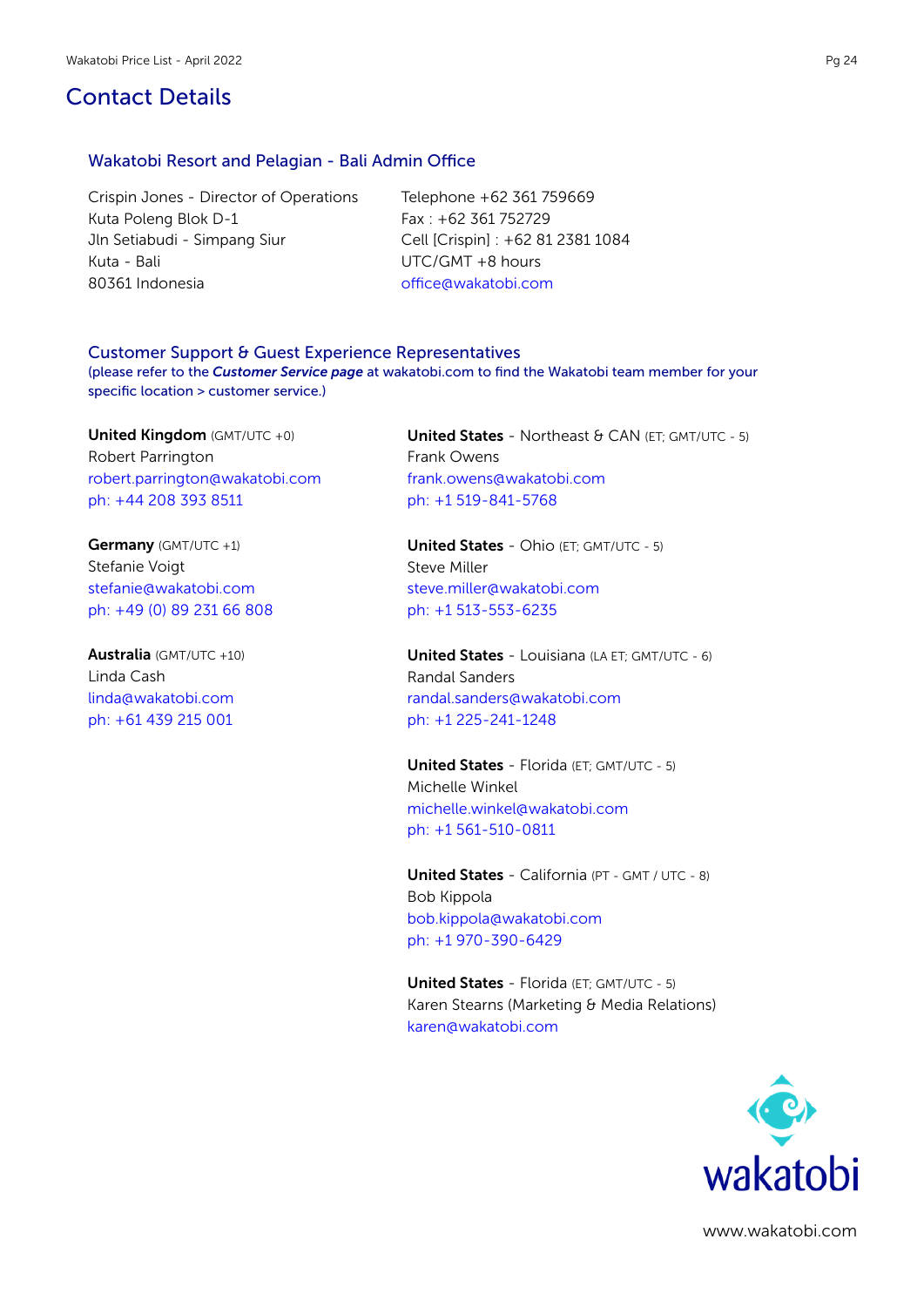# Contact Details

## Wakatobi Resort and Pelagian - Bali Admin Office

Crispin Jones - Director of Operations
Kuta Poleng Blok D-1
Jln Setiabudi - Simpang Siur
Kuta - Bali
80361 Indonesia

Telephone +62 361 759669
Fax : +62 361 752729
Cell [Crispin] : +62 81 2381 1084
UTC/GMT +8 hours
office@wakatobi.com

## Customer Support & Guest Experience Representatives

(please refer to the ***Customer Service page*** at wakatobi.com to find the Wakatobi team member for your specific location > customer service.)

**United Kingdom** (GMT/UTC +0)
Robert Parrington
robert.parrington@wakatobi.com
ph: +44 208 393 8511

**Germany** (GMT/UTC +1)
Stefanie Voigt
stefanie@wakatobi.com
ph: +49 (0) 89 231 66 808

**Australia** (GMT/UTC +10)
Linda Cash
linda@wakatobi.com
ph: +61 439 215 001

**United States** - Northeast & CAN (ET; GMT/UTC - 5)
Frank Owens
frank.owens@wakatobi.com
ph: +1 519-841-5768

**United States** - Ohio (ET; GMT/UTC - 5)
Steve Miller
steve.miller@wakatobi.com
ph: +1 513-553-6235

**United States** - Louisiana (LA ET; GMT/UTC - 6)
Randal Sanders
randal.sanders@wakatobi.com
ph: +1 225-241-1248

**United States** - Florida (ET; GMT/UTC - 5)
Michelle Winkel
michelle.winkel@wakatobi.com
ph: +1 561-510-0811

**United States** - California (PT - GMT / UTC - 8)
Bob Kippola
bob.kippola@wakatobi.com
ph: +1 970-390-6429

**United States** - Florida (ET; GMT/UTC - 5)
Karen Stearns (Marketing & Media Relations)
karen@wakatobi.com

wakatobi

www.wakatobi.com